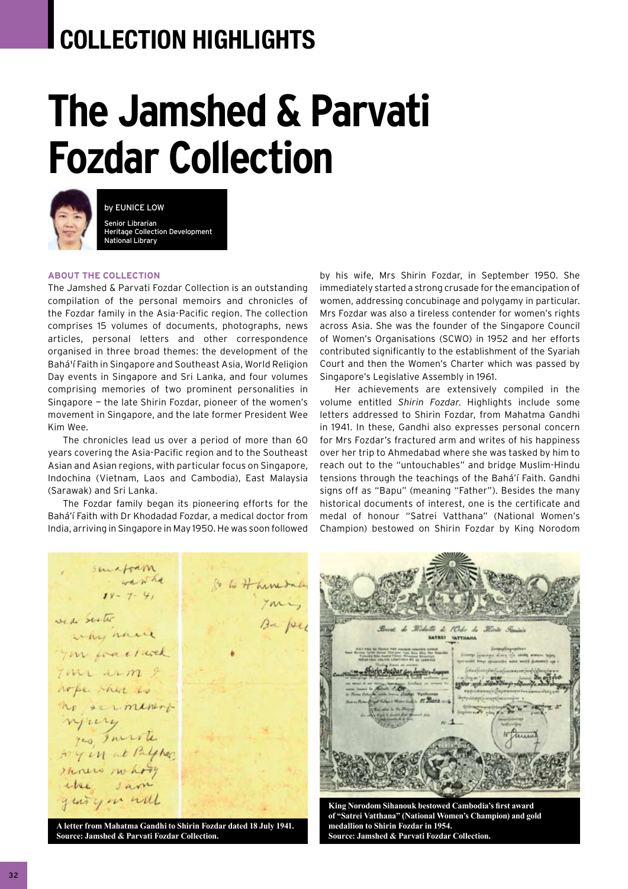COLLECTION HIGHLIGHTS

# The Jamshed & Parvati Fozdar Collection

by EUNICE LOW

Senior Librarian
Heritage Collection Development
National Library

### ABOUT THE COLLECTION

The Jamshed & Parvati Fozdar Collection is an outstanding compilation of the personal memoirs and chronicles of the Fozdar family in the Asia-Pacific region. The collection comprises 15 volumes of documents, photographs, news articles, personal letters and other correspondence organised in three broad themes: the development of the Bahá'í Faith in Singapore and Southeast Asia, World Religion Day events in Singapore and Sri Lanka, and four volumes comprising memories of two prominent personalities in Singapore — the late Shirin Fozdar, pioneer of the women's movement in Singapore, and the late former President Wee Kim Wee.

The chronicles lead us over a period of more than 60 years covering the Asia-Pacific region and to the Southeast Asian and Asian regions, with particular focus on Singapore, Indochina (Vietnam, Laos and Cambodia), East Malaysia (Sarawak) and Sri Lanka.

The Fozdar family began its pioneering efforts for the Bahá'í Faith with Dr Khodadad Fozdar, a medical doctor from India, arriving in Singapore in May 1950. He was soon followed by his wife, Mrs Shirin Fozdar, in September 1950. She immediately started a strong crusade for the emancipation of women, addressing concubinage and polygamy in particular. Mrs Fozdar was also a tireless contender for women's rights across Asia. She was the founder of the Singapore Council of Women's Organisations (SCWO) in 1952 and her efforts contributed significantly to the establishment of the Syariah Court and then the Women's Charter which was passed by Singapore's Legislative Assembly in 1961.

Her achievements are extensively compiled in the volume entitled *Shirin Fozdar*. Highlights include some letters addressed to Shirin Fozdar, from Mahatma Gandhi in 1941. In these, Gandhi also expresses personal concern for Mrs Fozdar's fractured arm and writes of his happiness over her trip to Ahmedabad where she was tasked by him to reach out to the "untouchables" and bridge Muslim-Hindu tensions through the teachings of the Bahá'í Faith. Gandhi signs off as "Bapu" (meaning "Father"). Besides the many historical documents of interest, one is the certificate and medal of honour "Satrei Vatthana" (National Women's Champion) bestowed on Shirin Fozdar by King Norodom

A letter from Mahatma Gandhi to Shirin Fozdar dated 18 July 1941.
Source: Jamshed & Parvati Fozdar Collection.

King Norodom Sihanouk bestowed Cambodia's first award of "Satrei Vatthana" (National Women's Champion) and gold medallion to Shirin Fozdar in 1954.
Source: Jamshed & Parvati Fozdar Collection.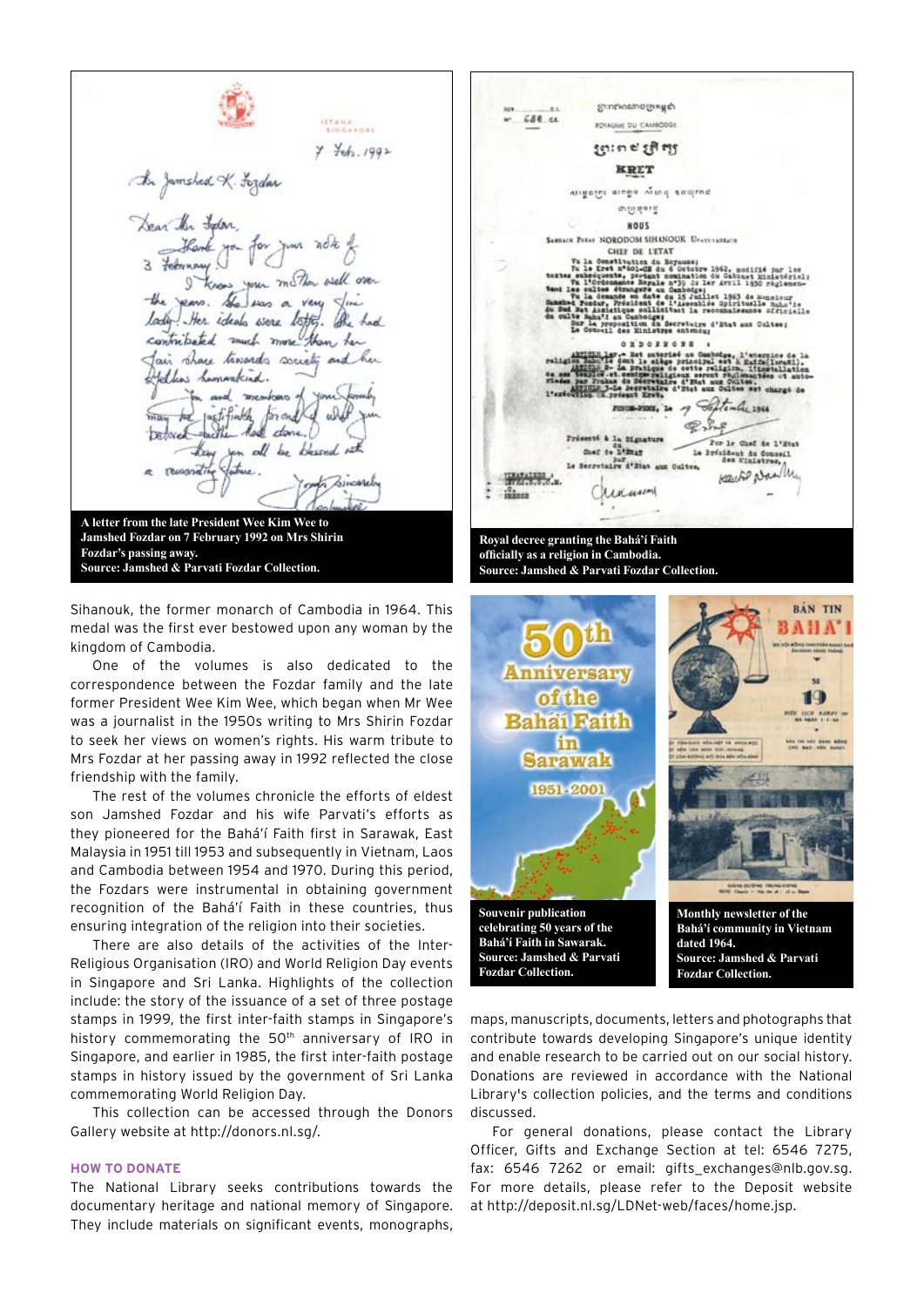A letter from the late President Wee Kim Wee to Jamshed Fozdar on 7 February 1992 on Mrs Shirin Fozdar's passing away.
Source: Jamshed & Parvati Fozdar Collection.

Royal decree granting the Bahá'í Faith officially as a religion in Cambodia.
Source: Jamshed & Parvati Fozdar Collection.

Sihanouk, the former monarch of Cambodia in 1964. This medal was the first ever bestowed upon any woman by the kingdom of Cambodia.

One of the volumes is also dedicated to the correspondence between the Fozdar family and the late former President Wee Kim Wee, which began when Mr Wee was a journalist in the 1950s writing to Mrs Shirin Fozdar to seek her views on women's rights. His warm tribute to Mrs Fozdar at her passing away in 1992 reflected the close friendship with the family.

The rest of the volumes chronicle the efforts of eldest son Jamshed Fozdar and his wife Parvati's efforts as they pioneered for the Bahá'í Faith first in Sarawak, East Malaysia in 1951 till 1953 and subsequently in Vietnam, Laos and Cambodia between 1954 and 1970. During this period, the Fozdars were instrumental in obtaining government recognition of the Bahá'í Faith in these countries, thus ensuring integration of the religion into their societies.

There are also details of the activities of the Inter-Religious Organisation (IRO) and World Religion Day events in Singapore and Sri Lanka. Highlights of the collection include: the story of the issuance of a set of three postage stamps in 1999, the first inter-faith stamps in Singapore's history commemorating the 50th anniversary of IRO in Singapore, and earlier in 1985, the first inter-faith postage stamps in history issued by the government of Sri Lanka commemorating World Religion Day.

This collection can be accessed through the Donors Gallery website at http://donors.nl.sg/.

### HOW TO DONATE

The National Library seeks contributions towards the documentary heritage and national memory of Singapore. They include materials on significant events, monographs, maps, manuscripts, documents, letters and photographs that contribute towards developing Singapore's unique identity and enable research to be carried out on our social history. Donations are reviewed in accordance with the National Library's collection policies, and the terms and conditions discussed.

For general donations, please contact the Library Officer, Gifts and Exchange Section at tel: 6546 7275, fax: 6546 7262 or email: gifts_exchanges@nlb.gov.sg. For more details, please refer to the Deposit website at http://deposit.nl.sg/LDNet-web/faces/home.jsp.

Souvenir publication celebrating 50 years of the Bahá'í Faith in Sawarak.
Source: Jamshed & Parvati Fozdar Collection.

Monthly newsletter of the Bahá'í community in Vietnam dated 1964.
Source: Jamshed & Parvati Fozdar Collection.